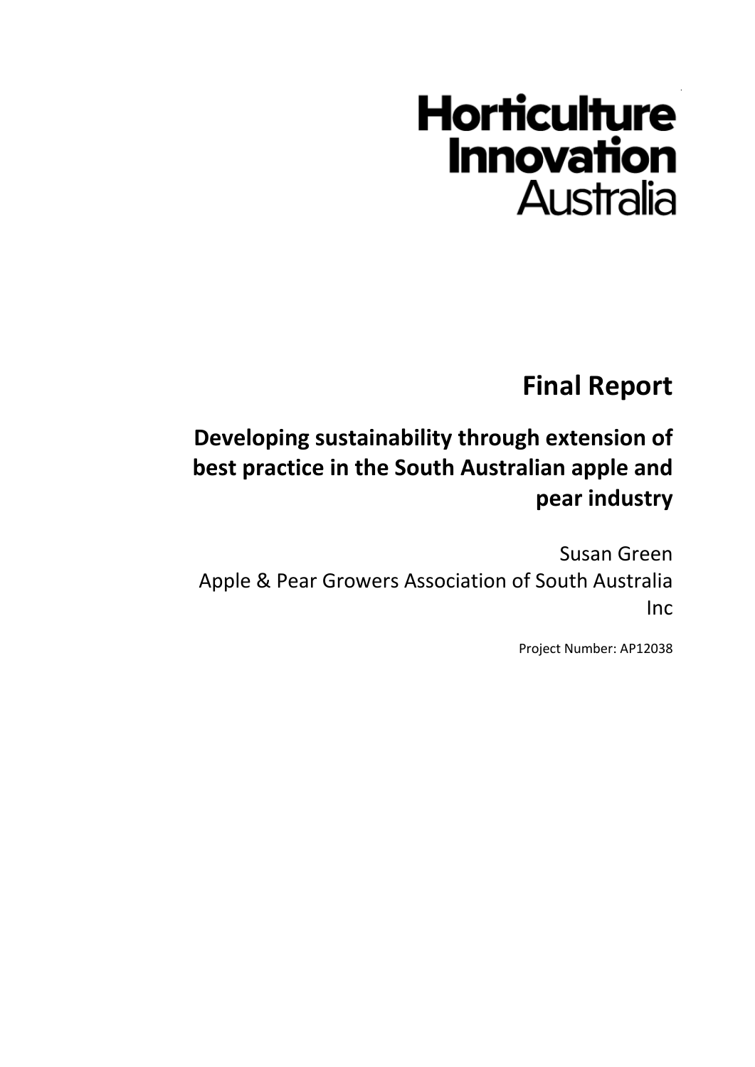Horticulture Innovation Australia

# Final Report

## Developing sustainability through extension of best practice in the South Australian apple and pear industry

Susan Green
Apple & Pear Growers Association of South Australia Inc

Project Number: AP12038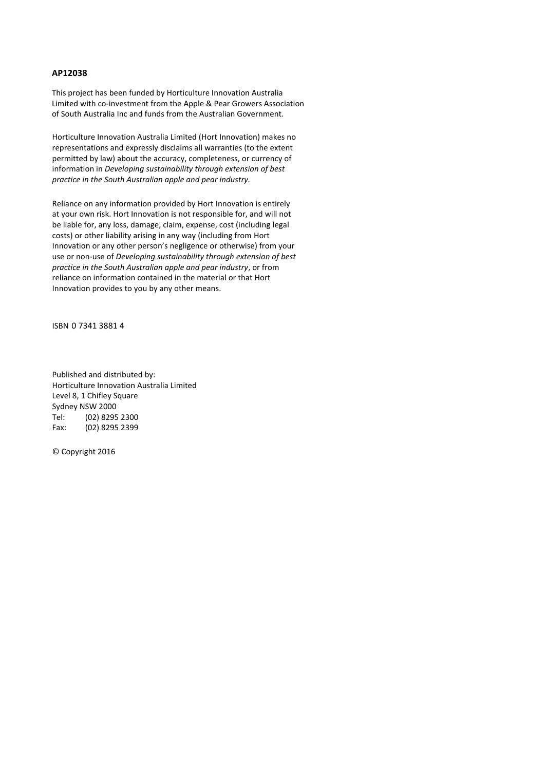**AP12038**

This project has been funded by Horticulture Innovation Australia Limited with co-investment from the Apple & Pear Growers Association of South Australia Inc and funds from the Australian Government.

Horticulture Innovation Australia Limited (Hort Innovation) makes no representations and expressly disclaims all warranties (to the extent permitted by law) about the accuracy, completeness, or currency of information in *Developing sustainability through extension of best practice in the South Australian apple and pear industry.*

Reliance on any information provided by Hort Innovation is entirely at your own risk. Hort Innovation is not responsible for, and will not be liable for, any loss, damage, claim, expense, cost (including legal costs) or other liability arising in any way (including from Hort Innovation or any other person's negligence or otherwise) from your use or non-use of *Developing sustainability through extension of best practice in the South Australian apple and pear industry*, or from reliance on information contained in the material or that Hort Innovation provides to you by any other means.

ISBN 0 7341 3881 4

Published and distributed by:
Horticulture Innovation Australia Limited
Level 8, 1 Chifley Square
Sydney NSW 2000
Tel: (02) 8295 2300
Fax: (02) 8295 2399

© Copyright 2016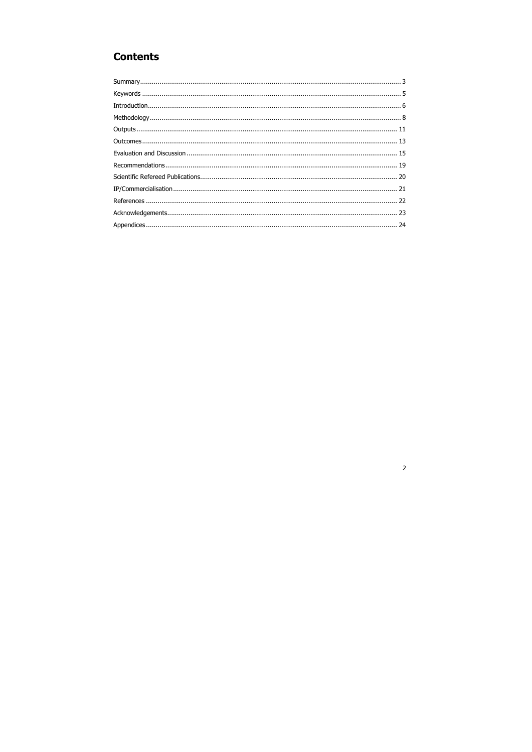# Contents

Summary ... 3
Keywords ... 5
Introduction ... 6
Methodology ... 8
Outputs ... 11
Outcomes ... 13
Evaluation and Discussion ... 15
Recommendations ... 19
Scientific Refereed Publications ... 20
IP/Commercialisation ... 21
References ... 22
Acknowledgements ... 23
Appendices ... 24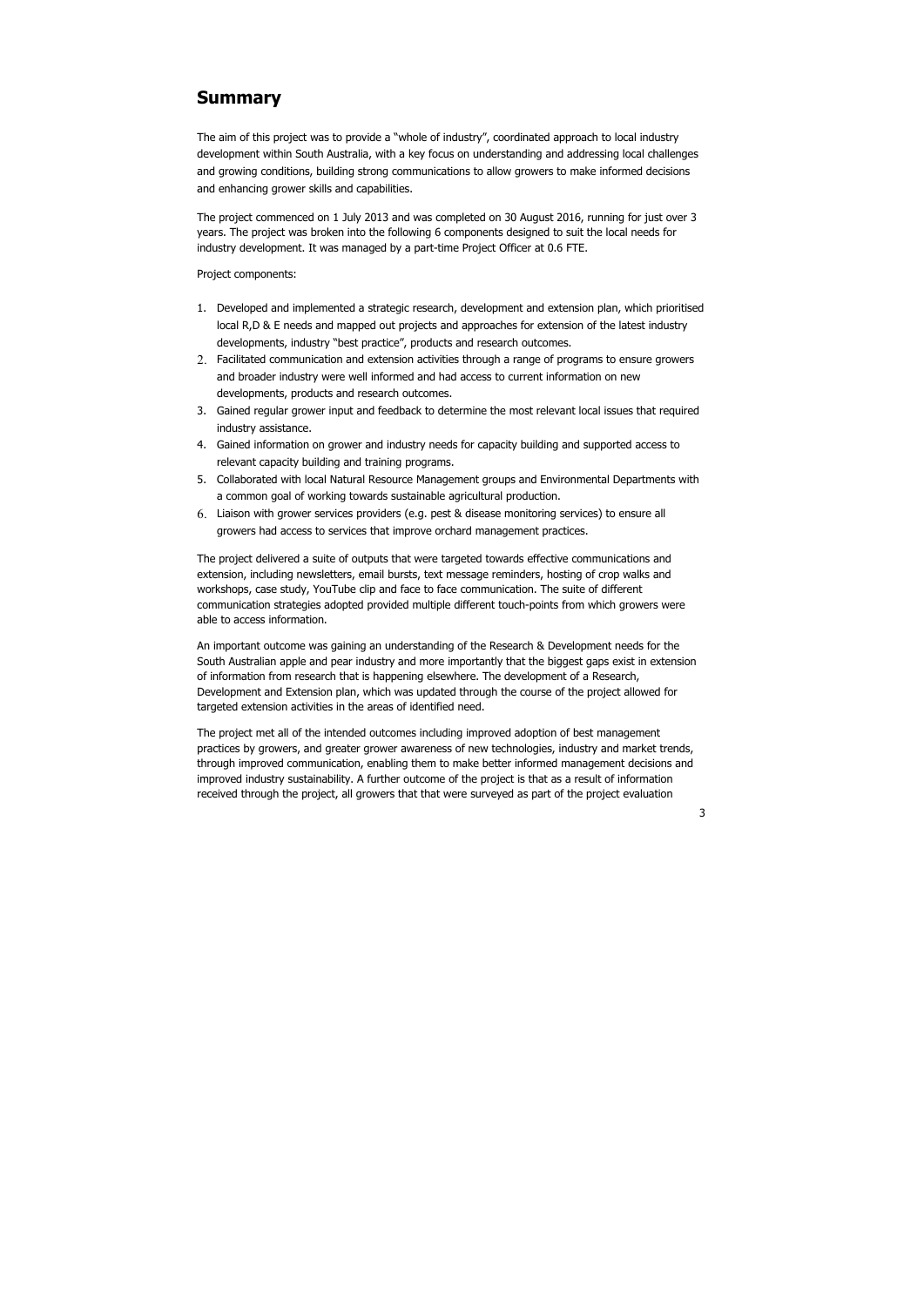## Summary

The aim of this project was to provide a "whole of industry", coordinated approach to local industry development within South Australia, with a key focus on understanding and addressing local challenges and growing conditions, building strong communications to allow growers to make informed decisions and enhancing grower skills and capabilities.

The project commenced on 1 July 2013 and was completed on 30 August 2016, running for just over 3 years. The project was broken into the following 6 components designed to suit the local needs for industry development. It was managed by a part-time Project Officer at 0.6 FTE.

Project components:

1. Developed and implemented a strategic research, development and extension plan, which prioritised local R,D & E needs and mapped out projects and approaches for extension of the latest industry developments, industry "best practice", products and research outcomes.
2. Facilitated communication and extension activities through a range of programs to ensure growers and broader industry were well informed and had access to current information on new developments, products and research outcomes.
3. Gained regular grower input and feedback to determine the most relevant local issues that required industry assistance.
4. Gained information on grower and industry needs for capacity building and supported access to relevant capacity building and training programs.
5. Collaborated with local Natural Resource Management groups and Environmental Departments with a common goal of working towards sustainable agricultural production.
6. Liaison with grower services providers (e.g. pest & disease monitoring services) to ensure all growers had access to services that improve orchard management practices.

The project delivered a suite of outputs that were targeted towards effective communications and extension, including newsletters, email bursts, text message reminders, hosting of crop walks and workshops, case study, YouTube clip and face to face communication. The suite of different communication strategies adopted provided multiple different touch-points from which growers were able to access information.

An important outcome was gaining an understanding of the Research & Development needs for the South Australian apple and pear industry and more importantly that the biggest gaps exist in extension of information from research that is happening elsewhere. The development of a Research, Development and Extension plan, which was updated through the course of the project allowed for targeted extension activities in the areas of identified need.

The project met all of the intended outcomes including improved adoption of best management practices by growers, and greater grower awareness of new technologies, industry and market trends, through improved communication, enabling them to make better informed management decisions and improved industry sustainability. A further outcome of the project is that as a result of information received through the project, all growers that that were surveyed as part of the project evaluation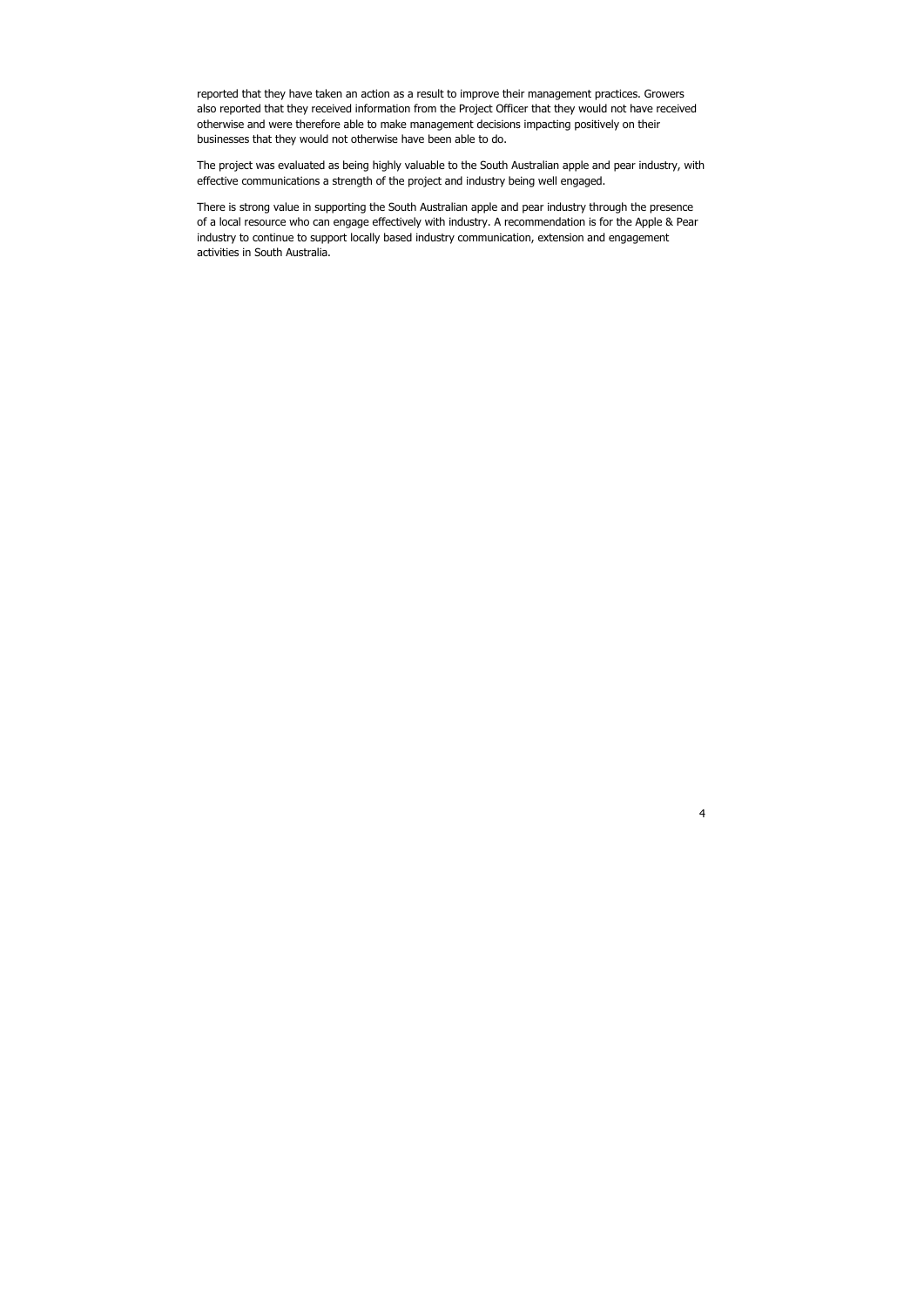reported that they have taken an action as a result to improve their management practices. Growers also reported that they received information from the Project Officer that they would not have received otherwise and were therefore able to make management decisions impacting positively on their businesses that they would not otherwise have been able to do.

The project was evaluated as being highly valuable to the South Australian apple and pear industry, with effective communications a strength of the project and industry being well engaged.

There is strong value in supporting the South Australian apple and pear industry through the presence of a local resource who can engage effectively with industry. A recommendation is for the Apple & Pear industry to continue to support locally based industry communication, extension and engagement activities in South Australia.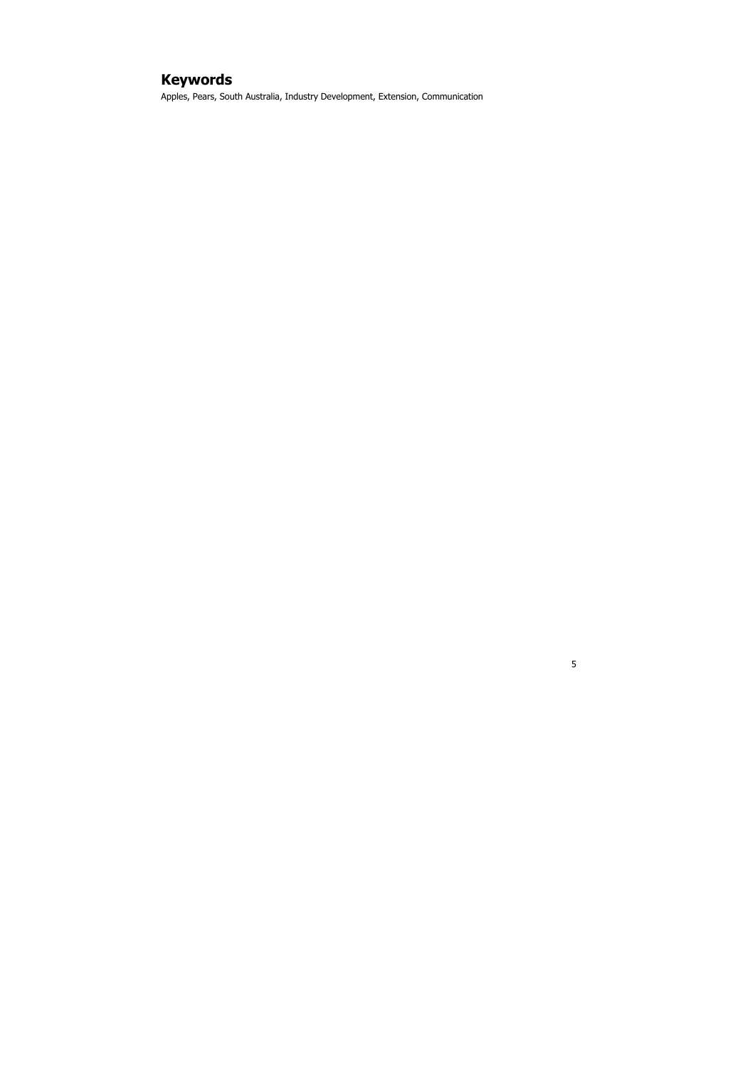## Keywords

Apples, Pears, South Australia, Industry Development, Extension, Communication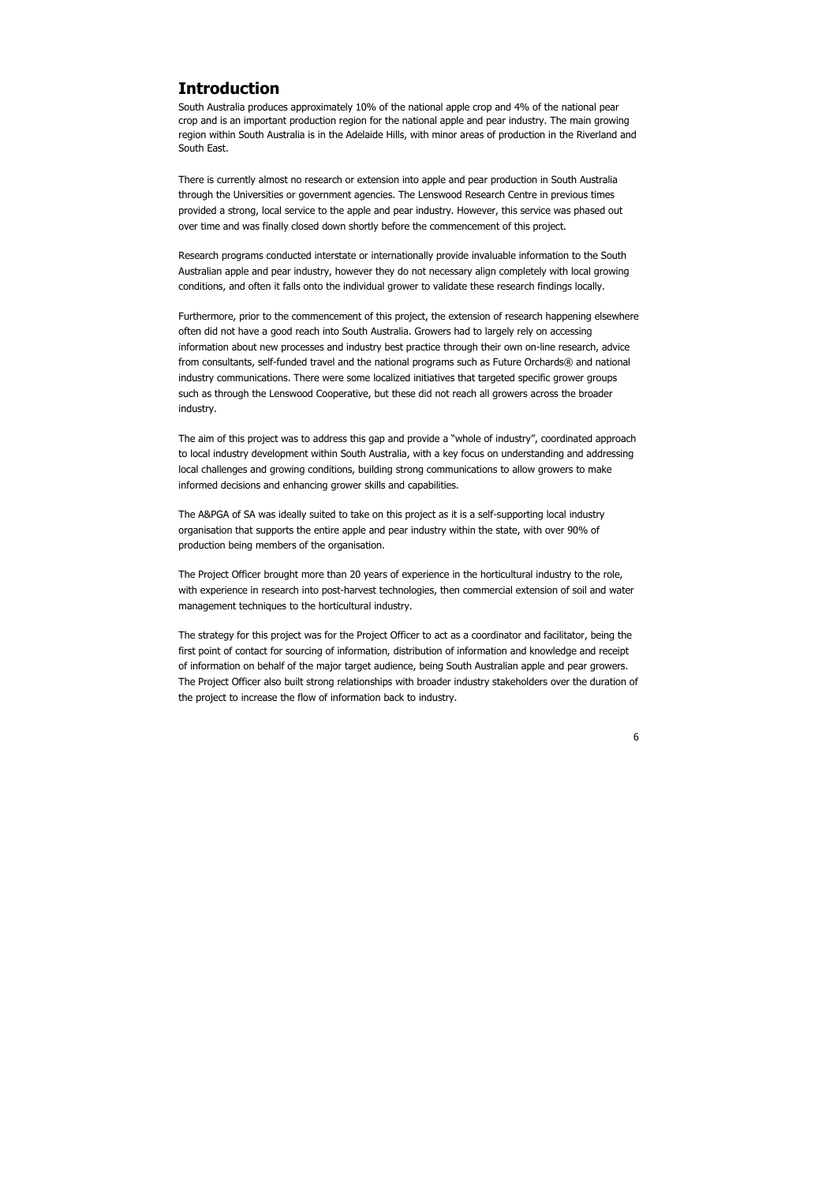# Introduction

South Australia produces approximately 10% of the national apple crop and 4% of the national pear crop and is an important production region for the national apple and pear industry. The main growing region within South Australia is in the Adelaide Hills, with minor areas of production in the Riverland and South East.

There is currently almost no research or extension into apple and pear production in South Australia through the Universities or government agencies. The Lenswood Research Centre in previous times provided a strong, local service to the apple and pear industry. However, this service was phased out over time and was finally closed down shortly before the commencement of this project.

Research programs conducted interstate or internationally provide invaluable information to the South Australian apple and pear industry, however they do not necessary align completely with local growing conditions, and often it falls onto the individual grower to validate these research findings locally.

Furthermore, prior to the commencement of this project, the extension of research happening elsewhere often did not have a good reach into South Australia. Growers had to largely rely on accessing information about new processes and industry best practice through their own on-line research, advice from consultants, self-funded travel and the national programs such as Future Orchards® and national industry communications. There were some localized initiatives that targeted specific grower groups such as through the Lenswood Cooperative, but these did not reach all growers across the broader industry.

The aim of this project was to address this gap and provide a "whole of industry", coordinated approach to local industry development within South Australia, with a key focus on understanding and addressing local challenges and growing conditions, building strong communications to allow growers to make informed decisions and enhancing grower skills and capabilities.

The A&PGA of SA was ideally suited to take on this project as it is a self-supporting local industry organisation that supports the entire apple and pear industry within the state, with over 90% of production being members of the organisation.

The Project Officer brought more than 20 years of experience in the horticultural industry to the role, with experience in research into post-harvest technologies, then commercial extension of soil and water management techniques to the horticultural industry.

The strategy for this project was for the Project Officer to act as a coordinator and facilitator, being the first point of contact for sourcing of information, distribution of information and knowledge and receipt of information on behalf of the major target audience, being South Australian apple and pear growers. The Project Officer also built strong relationships with broader industry stakeholders over the duration of the project to increase the flow of information back to industry.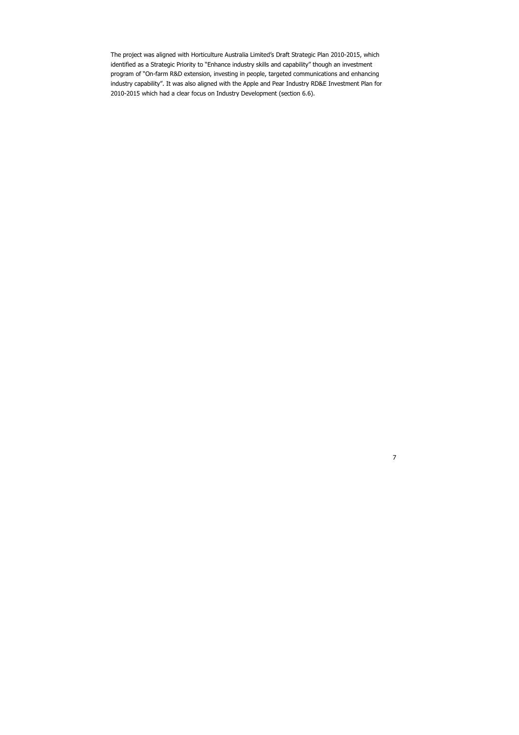The project was aligned with Horticulture Australia Limited's Draft Strategic Plan 2010-2015, which identified as a Strategic Priority to "Enhance industry skills and capability" though an investment program of "On-farm R&D extension, investing in people, targeted communications and enhancing industry capability". It was also aligned with the Apple and Pear Industry RD&E Investment Plan for 2010-2015 which had a clear focus on Industry Development (section 6.6).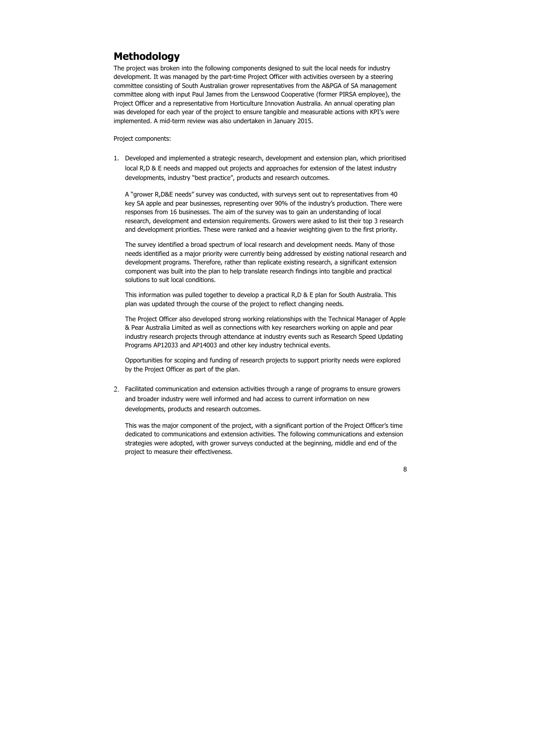## Methodology

The project was broken into the following components designed to suit the local needs for industry development. It was managed by the part-time Project Officer with activities overseen by a steering committee consisting of South Australian grower representatives from the A&PGA of SA management committee along with input Paul James from the Lenswood Cooperative (former PIRSA employee), the Project Officer and a representative from Horticulture Innovation Australia. An annual operating plan was developed for each year of the project to ensure tangible and measurable actions with KPI's were implemented. A mid-term review was also undertaken in January 2015.

Project components:

1. Developed and implemented a strategic research, development and extension plan, which prioritised local R,D & E needs and mapped out projects and approaches for extension of the latest industry developments, industry "best practice", products and research outcomes.

   A "grower R,D&E needs" survey was conducted, with surveys sent out to representatives from 40 key SA apple and pear businesses, representing over 90% of the industry's production. There were responses from 16 businesses. The aim of the survey was to gain an understanding of local research, development and extension requirements. Growers were asked to list their top 3 research and development priorities. These were ranked and a heavier weighting given to the first priority.

   The survey identified a broad spectrum of local research and development needs. Many of those needs identified as a major priority were currently being addressed by existing national research and development programs. Therefore, rather than replicate existing research, a significant extension component was built into the plan to help translate research findings into tangible and practical solutions to suit local conditions.

   This information was pulled together to develop a practical R,D & E plan for South Australia. This plan was updated through the course of the project to reflect changing needs.

   The Project Officer also developed strong working relationships with the Technical Manager of Apple & Pear Australia Limited as well as connections with key researchers working on apple and pear industry research projects through attendance at industry events such as Research Speed Updating Programs AP12033 and AP14003 and other key industry technical events.

   Opportunities for scoping and funding of research projects to support priority needs were explored by the Project Officer as part of the plan.

2. Facilitated communication and extension activities through a range of programs to ensure growers and broader industry were well informed and had access to current information on new developments, products and research outcomes.

   This was the major component of the project, with a significant portion of the Project Officer's time dedicated to communications and extension activities. The following communications and extension strategies were adopted, with grower surveys conducted at the beginning, middle and end of the project to measure their effectiveness.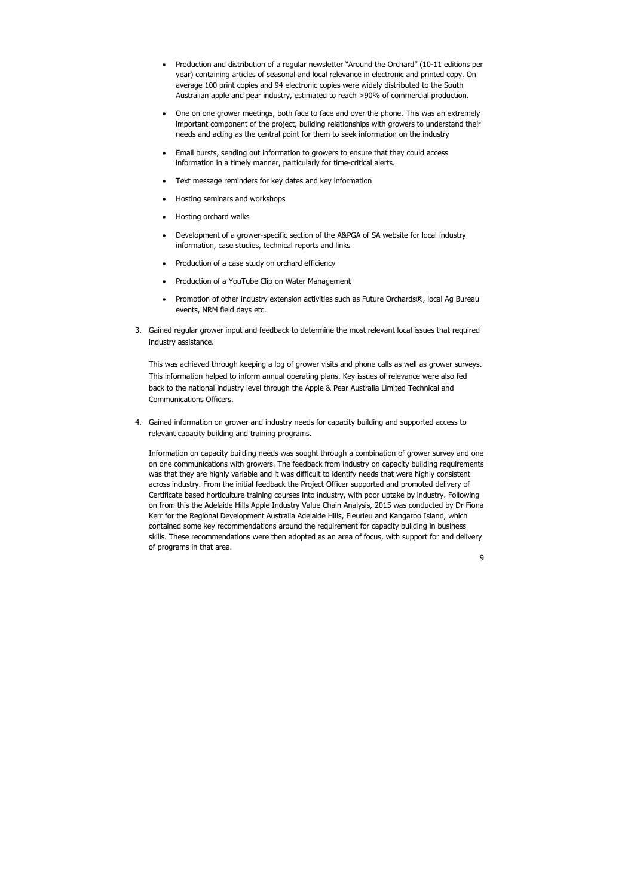- Production and distribution of a regular newsletter "Around the Orchard" (10-11 editions per year) containing articles of seasonal and local relevance in electronic and printed copy. On average 100 print copies and 94 electronic copies were widely distributed to the South Australian apple and pear industry, estimated to reach >90% of commercial production.
- One on one grower meetings, both face to face and over the phone. This was an extremely important component of the project, building relationships with growers to understand their needs and acting as the central point for them to seek information on the industry
- Email bursts, sending out information to growers to ensure that they could access information in a timely manner, particularly for time-critical alerts.
- Text message reminders for key dates and key information
- Hosting seminars and workshops
- Hosting orchard walks
- Development of a grower-specific section of the A&PGA of SA website for local industry information, case studies, technical reports and links
- Production of a case study on orchard efficiency
- Production of a YouTube Clip on Water Management
- Promotion of other industry extension activities such as Future Orchards®, local Ag Bureau events, NRM field days etc.

3. Gained regular grower input and feedback to determine the most relevant local issues that required industry assistance.

   This was achieved through keeping a log of grower visits and phone calls as well as grower surveys. This information helped to inform annual operating plans. Key issues of relevance were also fed back to the national industry level through the Apple & Pear Australia Limited Technical and Communications Officers.

4. Gained information on grower and industry needs for capacity building and supported access to relevant capacity building and training programs.

   Information on capacity building needs was sought through a combination of grower survey and one on one communications with growers. The feedback from industry on capacity building requirements was that they are highly variable and it was difficult to identify needs that were highly consistent across industry. From the initial feedback the Project Officer supported and promoted delivery of Certificate based horticulture training courses into industry, with poor uptake by industry. Following on from this the Adelaide Hills Apple Industry Value Chain Analysis, 2015 was conducted by Dr Fiona Kerr for the Regional Development Australia Adelaide Hills, Fleurieu and Kangaroo Island, which contained some key recommendations around the requirement for capacity building in business skills. These recommendations were then adopted as an area of focus, with support for and delivery of programs in that area.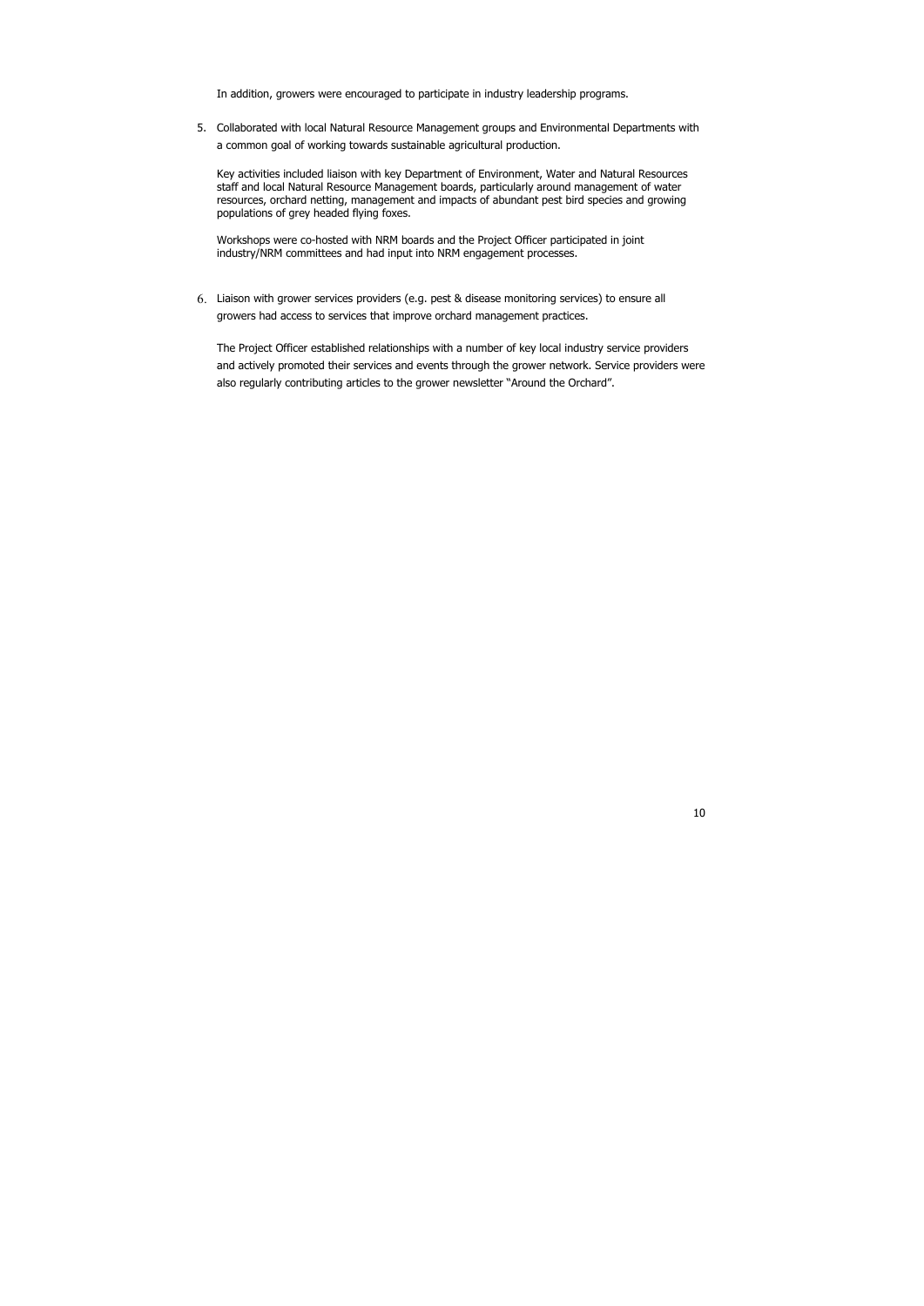In addition, growers were encouraged to participate in industry leadership programs.

5. Collaborated with local Natural Resource Management groups and Environmental Departments with a common goal of working towards sustainable agricultural production.

   Key activities included liaison with key Department of Environment, Water and Natural Resources staff and local Natural Resource Management boards, particularly around management of water resources, orchard netting, management and impacts of abundant pest bird species and growing populations of grey headed flying foxes.

   Workshops were co-hosted with NRM boards and the Project Officer participated in joint industry/NRM committees and had input into NRM engagement processes.

6. Liaison with grower services providers (e.g. pest & disease monitoring services) to ensure all growers had access to services that improve orchard management practices.

   The Project Officer established relationships with a number of key local industry service providers and actively promoted their services and events through the grower network. Service providers were also regularly contributing articles to the grower newsletter "Around the Orchard".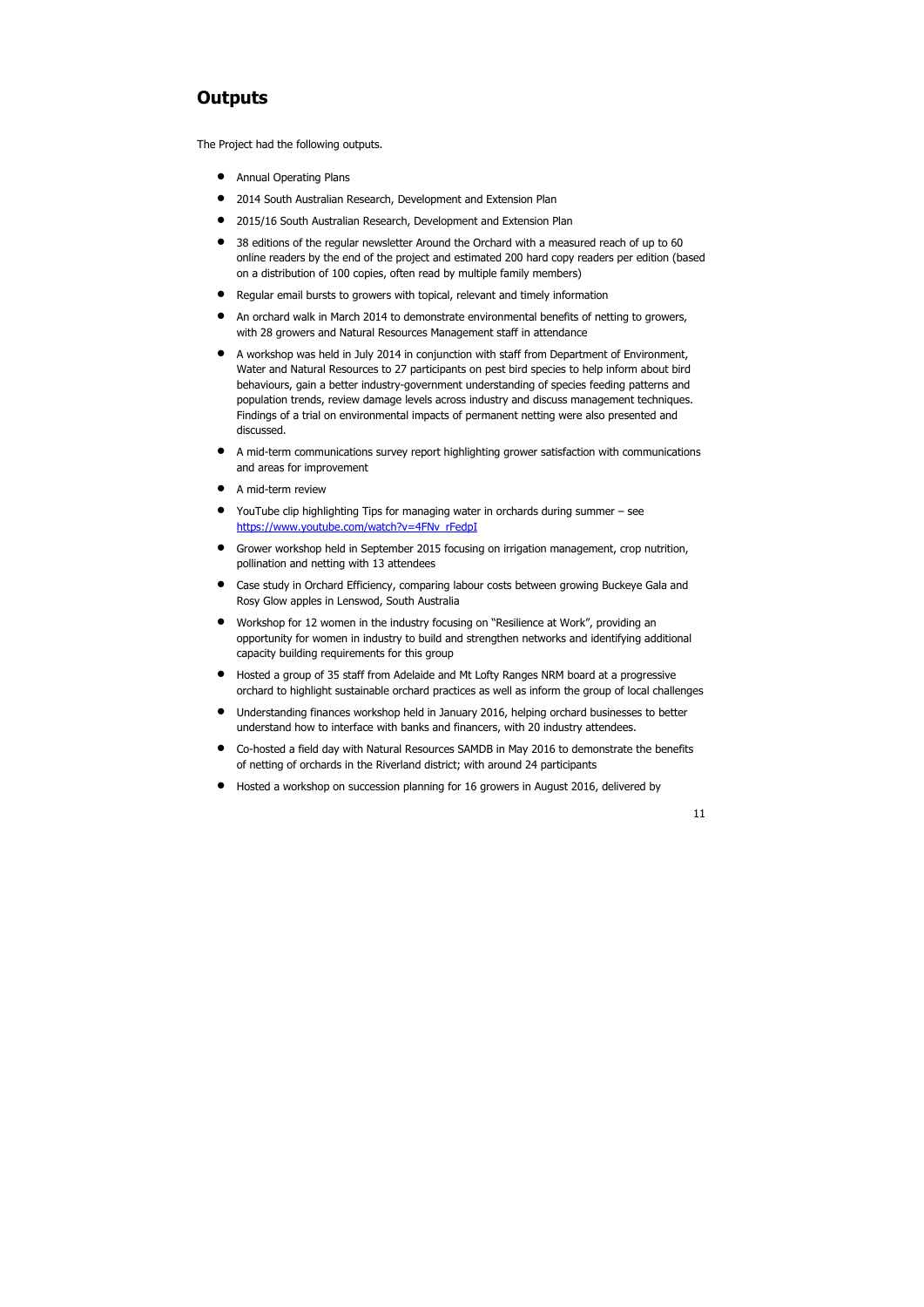## Outputs

The Project had the following outputs.

- Annual Operating Plans
- 2014 South Australian Research, Development and Extension Plan
- 2015/16 South Australian Research, Development and Extension Plan
- 38 editions of the regular newsletter Around the Orchard with a measured reach of up to 60 online readers by the end of the project and estimated 200 hard copy readers per edition (based on a distribution of 100 copies, often read by multiple family members)
- Regular email bursts to growers with topical, relevant and timely information
- An orchard walk in March 2014 to demonstrate environmental benefits of netting to growers, with 28 growers and Natural Resources Management staff in attendance
- A workshop was held in July 2014 in conjunction with staff from Department of Environment, Water and Natural Resources to 27 participants on pest bird species to help inform about bird behaviours, gain a better industry-government understanding of species feeding patterns and population trends, review damage levels across industry and discuss management techniques. Findings of a trial on environmental impacts of permanent netting were also presented and discussed.
- A mid-term communications survey report highlighting grower satisfaction with communications and areas for improvement
- A mid-term review
- YouTube clip highlighting Tips for managing water in orchards during summer – see https://www.youtube.com/watch?v=4FNv_rFedpI
- Grower workshop held in September 2015 focusing on irrigation management, crop nutrition, pollination and netting with 13 attendees
- Case study in Orchard Efficiency, comparing labour costs between growing Buckeye Gala and Rosy Glow apples in Lenswod, South Australia
- Workshop for 12 women in the industry focusing on "Resilience at Work", providing an opportunity for women in industry to build and strengthen networks and identifying additional capacity building requirements for this group
- Hosted a group of 35 staff from Adelaide and Mt Lofty Ranges NRM board at a progressive orchard to highlight sustainable orchard practices as well as inform the group of local challenges
- Understanding finances workshop held in January 2016, helping orchard businesses to better understand how to interface with banks and financers, with 20 industry attendees.
- Co-hosted a field day with Natural Resources SAMDB in May 2016 to demonstrate the benefits of netting of orchards in the Riverland district; with around 24 participants
- Hosted a workshop on succession planning for 16 growers in August 2016, delivered by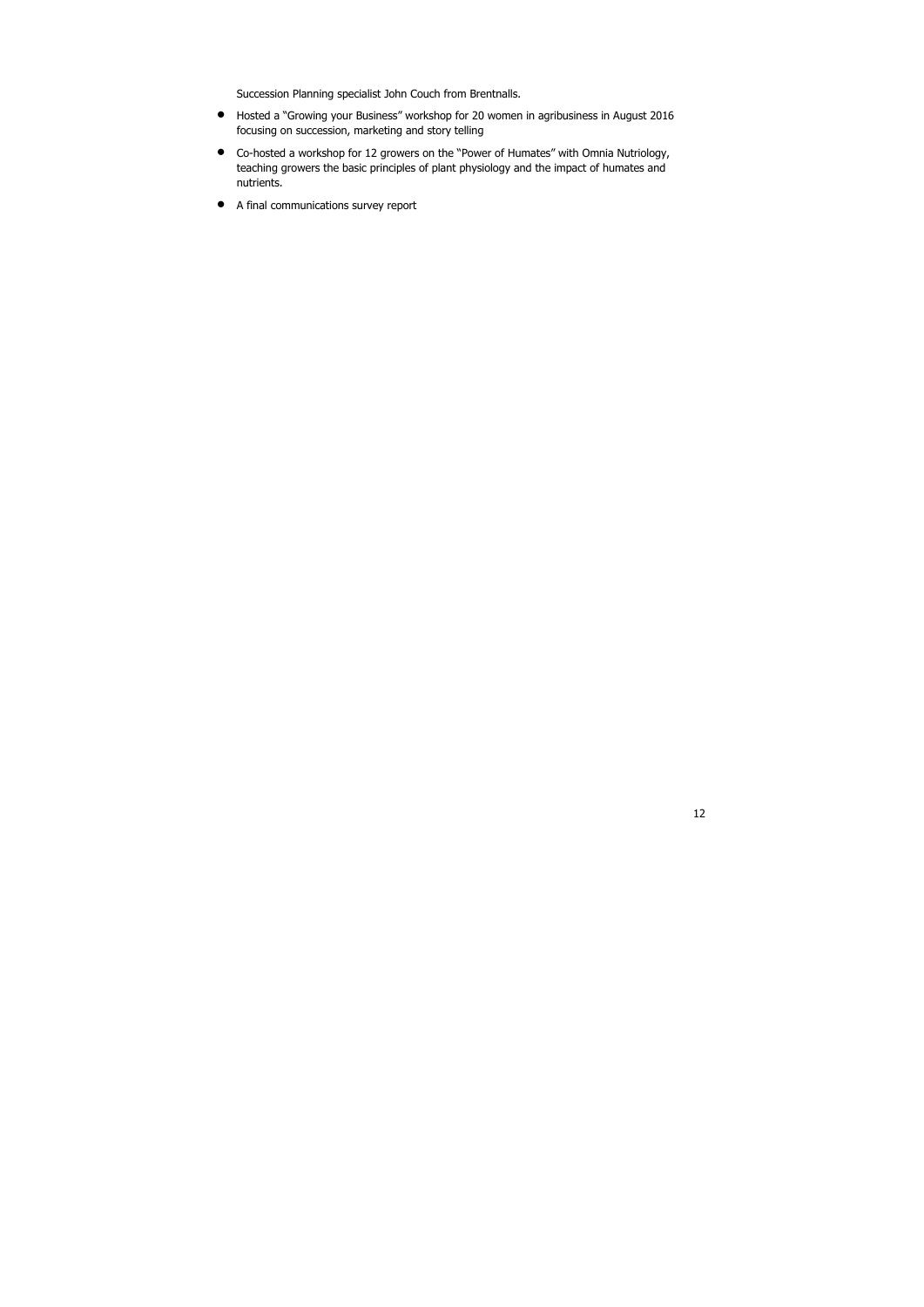Succession Planning specialist John Couch from Brentnalls.

- Hosted a "Growing your Business" workshop for 20 women in agribusiness in August 2016 focusing on succession, marketing and story telling
- Co-hosted a workshop for 12 growers on the "Power of Humates" with Omnia Nutriology, teaching growers the basic principles of plant physiology and the impact of humates and nutrients.
- A final communications survey report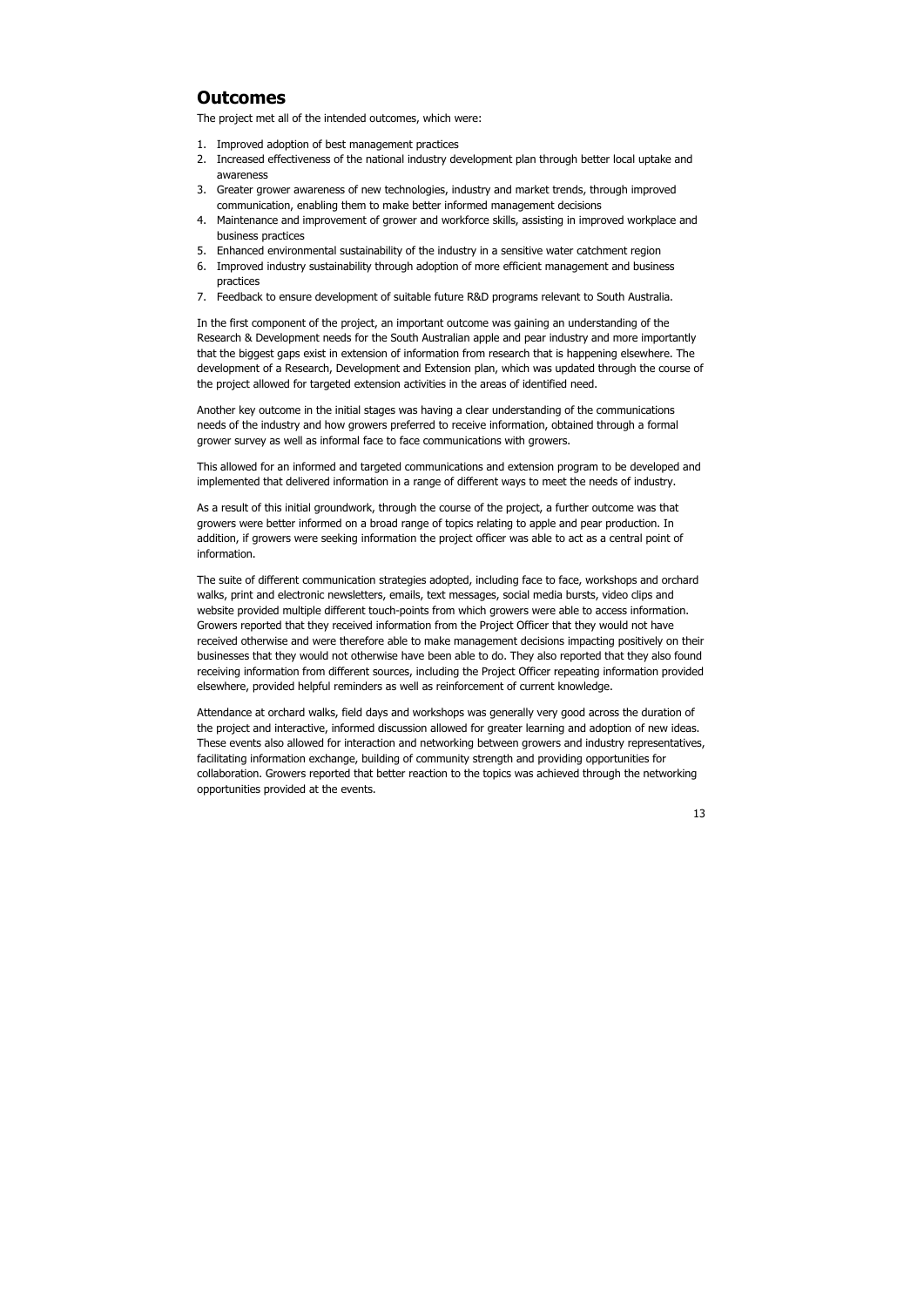## Outcomes

The project met all of the intended outcomes, which were:

1. Improved adoption of best management practices
2. Increased effectiveness of the national industry development plan through better local uptake and awareness
3. Greater grower awareness of new technologies, industry and market trends, through improved communication, enabling them to make better informed management decisions
4. Maintenance and improvement of grower and workforce skills, assisting in improved workplace and business practices
5. Enhanced environmental sustainability of the industry in a sensitive water catchment region
6. Improved industry sustainability through adoption of more efficient management and business practices
7. Feedback to ensure development of suitable future R&D programs relevant to South Australia.

In the first component of the project, an important outcome was gaining an understanding of the Research & Development needs for the South Australian apple and pear industry and more importantly that the biggest gaps exist in extension of information from research that is happening elsewhere. The development of a Research, Development and Extension plan, which was updated through the course of the project allowed for targeted extension activities in the areas of identified need.

Another key outcome in the initial stages was having a clear understanding of the communications needs of the industry and how growers preferred to receive information, obtained through a formal grower survey as well as informal face to face communications with growers.

This allowed for an informed and targeted communications and extension program to be developed and implemented that delivered information in a range of different ways to meet the needs of industry.

As a result of this initial groundwork, through the course of the project, a further outcome was that growers were better informed on a broad range of topics relating to apple and pear production. In addition, if growers were seeking information the project officer was able to act as a central point of information.

The suite of different communication strategies adopted, including face to face, workshops and orchard walks, print and electronic newsletters, emails, text messages, social media bursts, video clips and website provided multiple different touch-points from which growers were able to access information. Growers reported that they received information from the Project Officer that they would not have received otherwise and were therefore able to make management decisions impacting positively on their businesses that they would not otherwise have been able to do. They also reported that they also found receiving information from different sources, including the Project Officer repeating information provided elsewhere, provided helpful reminders as well as reinforcement of current knowledge.

Attendance at orchard walks, field days and workshops was generally very good across the duration of the project and interactive, informed discussion allowed for greater learning and adoption of new ideas. These events also allowed for interaction and networking between growers and industry representatives, facilitating information exchange, building of community strength and providing opportunities for collaboration. Growers reported that better reaction to the topics was achieved through the networking opportunities provided at the events.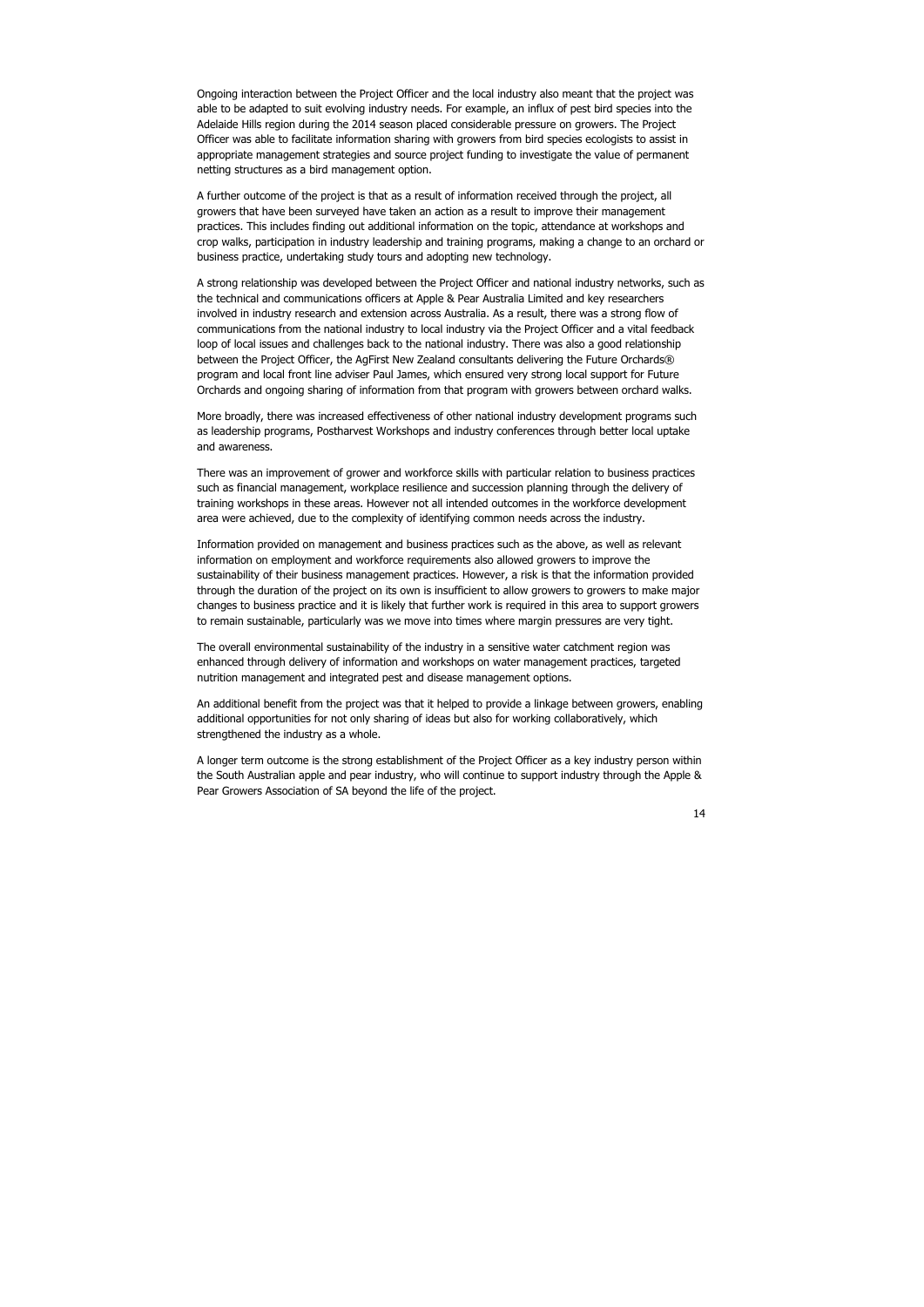Ongoing interaction between the Project Officer and the local industry also meant that the project was able to be adapted to suit evolving industry needs. For example, an influx of pest bird species into the Adelaide Hills region during the 2014 season placed considerable pressure on growers. The Project Officer was able to facilitate information sharing with growers from bird species ecologists to assist in appropriate management strategies and source project funding to investigate the value of permanent netting structures as a bird management option.

A further outcome of the project is that as a result of information received through the project, all growers that have been surveyed have taken an action as a result to improve their management practices. This includes finding out additional information on the topic, attendance at workshops and crop walks, participation in industry leadership and training programs, making a change to an orchard or business practice, undertaking study tours and adopting new technology.

A strong relationship was developed between the Project Officer and national industry networks, such as the technical and communications officers at Apple & Pear Australia Limited and key researchers involved in industry research and extension across Australia. As a result, there was a strong flow of communications from the national industry to local industry via the Project Officer and a vital feedback loop of local issues and challenges back to the national industry. There was also a good relationship between the Project Officer, the AgFirst New Zealand consultants delivering the Future Orchards® program and local front line adviser Paul James, which ensured very strong local support for Future Orchards and ongoing sharing of information from that program with growers between orchard walks.

More broadly, there was increased effectiveness of other national industry development programs such as leadership programs, Postharvest Workshops and industry conferences through better local uptake and awareness.

There was an improvement of grower and workforce skills with particular relation to business practices such as financial management, workplace resilience and succession planning through the delivery of training workshops in these areas. However not all intended outcomes in the workforce development area were achieved, due to the complexity of identifying common needs across the industry.

Information provided on management and business practices such as the above, as well as relevant information on employment and workforce requirements also allowed growers to improve the sustainability of their business management practices. However, a risk is that the information provided through the duration of the project on its own is insufficient to allow growers to growers to make major changes to business practice and it is likely that further work is required in this area to support growers to remain sustainable, particularly was we move into times where margin pressures are very tight.

The overall environmental sustainability of the industry in a sensitive water catchment region was enhanced through delivery of information and workshops on water management practices, targeted nutrition management and integrated pest and disease management options.

An additional benefit from the project was that it helped to provide a linkage between growers, enabling additional opportunities for not only sharing of ideas but also for working collaboratively, which strengthened the industry as a whole.

A longer term outcome is the strong establishment of the Project Officer as a key industry person within the South Australian apple and pear industry, who will continue to support industry through the Apple & Pear Growers Association of SA beyond the life of the project.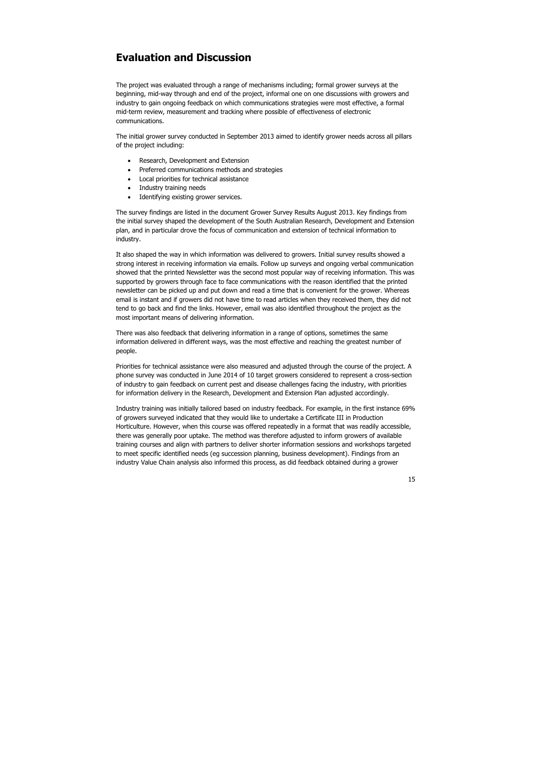# Evaluation and Discussion

The project was evaluated through a range of mechanisms including; formal grower surveys at the beginning, mid-way through and end of the project, informal one on one discussions with growers and industry to gain ongoing feedback on which communications strategies were most effective, a formal mid-term review, measurement and tracking where possible of effectiveness of electronic communications.

The initial grower survey conducted in September 2013 aimed to identify grower needs across all pillars of the project including:

- Research, Development and Extension
- Preferred communications methods and strategies
- Local priorities for technical assistance
- Industry training needs
- Identifying existing grower services.

The survey findings are listed in the document Grower Survey Results August 2013. Key findings from the initial survey shaped the development of the South Australian Research, Development and Extension plan, and in particular drove the focus of communication and extension of technical information to industry.

It also shaped the way in which information was delivered to growers. Initial survey results showed a strong interest in receiving information via emails. Follow up surveys and ongoing verbal communication showed that the printed Newsletter was the second most popular way of receiving information. This was supported by growers through face to face communications with the reason identified that the printed newsletter can be picked up and put down and read a time that is convenient for the grower. Whereas email is instant and if growers did not have time to read articles when they received them, they did not tend to go back and find the links. However, email was also identified throughout the project as the most important means of delivering information.

There was also feedback that delivering information in a range of options, sometimes the same information delivered in different ways, was the most effective and reaching the greatest number of people.

Priorities for technical assistance were also measured and adjusted through the course of the project. A phone survey was conducted in June 2014 of 10 target growers considered to represent a cross-section of industry to gain feedback on current pest and disease challenges facing the industry, with priorities for information delivery in the Research, Development and Extension Plan adjusted accordingly.

Industry training was initially tailored based on industry feedback. For example, in the first instance 69% of growers surveyed indicated that they would like to undertake a Certificate III in Production Horticulture. However, when this course was offered repeatedly in a format that was readily accessible, there was generally poor uptake. The method was therefore adjusted to inform growers of available training courses and align with partners to deliver shorter information sessions and workshops targeted to meet specific identified needs (eg succession planning, business development). Findings from an industry Value Chain analysis also informed this process, as did feedback obtained during a grower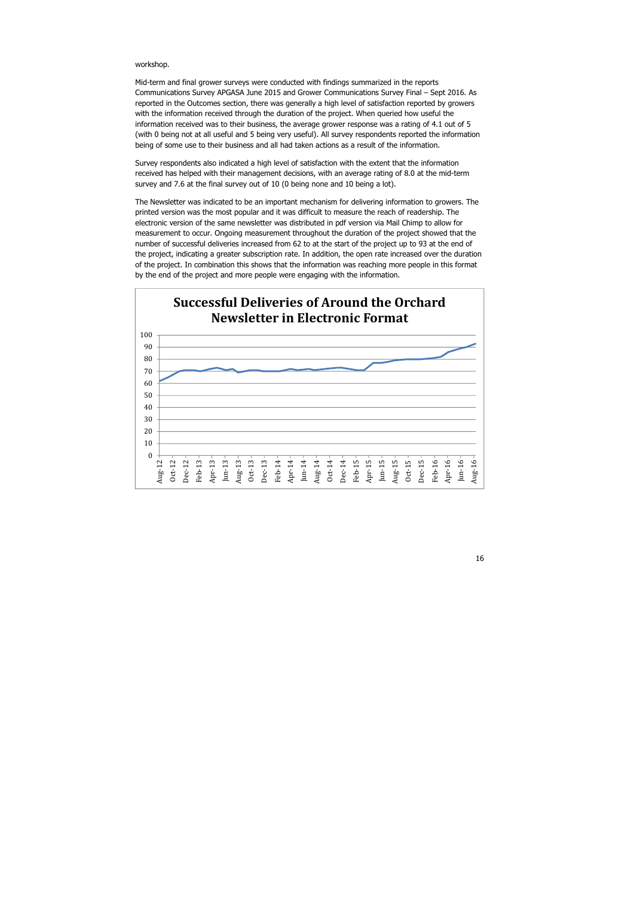workshop.

Mid-term and final grower surveys were conducted with findings summarized in the reports Communications Survey APGASA June 2015 and Grower Communications Survey Final – Sept 2016. As reported in the Outcomes section, there was generally a high level of satisfaction reported by growers with the information received through the duration of the project. When queried how useful the information received was to their business, the average grower response was a rating of 4.1 out of 5 (with 0 being not at all useful and 5 being very useful). All survey respondents reported the information being of some use to their business and all had taken actions as a result of the information.

Survey respondents also indicated a high level of satisfaction with the extent that the information received has helped with their management decisions, with an average rating of 8.0 at the mid-term survey and 7.6 at the final survey out of 10 (0 being none and 10 being a lot).

The Newsletter was indicated to be an important mechanism for delivering information to growers. The printed version was the most popular and it was difficult to measure the reach of readership. The electronic version of the same newsletter was distributed in pdf version via Mail Chimp to allow for measurement to occur. Ongoing measurement throughout the duration of the project showed that the number of successful deliveries increased from 62 to at the start of the project up to 93 at the end of the project, indicating a greater subscription rate. In addition, the open rate increased over the duration of the project. In combination this shows that the information was reaching more people in this format by the end of the project and more people were engaging with the information.

**Successful Deliveries of Around the Orchard Newsletter in Electronic Format**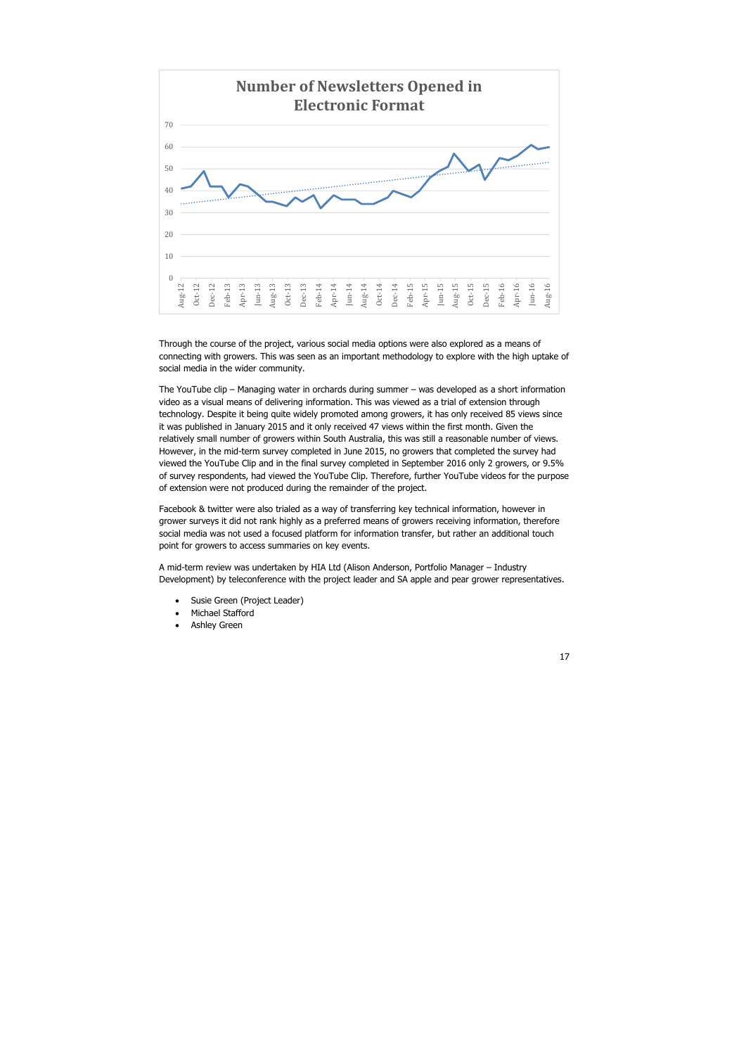**Number of Newsletters Opened in Electronic Format**

Through the course of the project, various social media options were also explored as a means of connecting with growers. This was seen as an important methodology to explore with the high uptake of social media in the wider community.

The YouTube clip – Managing water in orchards during summer – was developed as a short information video as a visual means of delivering information. This was viewed as a trial of extension through technology. Despite it being quite widely promoted among growers, it has only received 85 views since it was published in January 2015 and it only received 47 views within the first month. Given the relatively small number of growers within South Australia, this was still a reasonable number of views. However, in the mid-term survey completed in June 2015, no growers that completed the survey had viewed the YouTube Clip and in the final survey completed in September 2016 only 2 growers, or 9.5% of survey respondents, had viewed the YouTube Clip. Therefore, further YouTube videos for the purpose of extension were not produced during the remainder of the project.

Facebook & twitter were also trialed as a way of transferring key technical information, however in grower surveys it did not rank highly as a preferred means of growers receiving information, therefore social media was not used a focused platform for information transfer, but rather an additional touch point for growers to access summaries on key events.

A mid-term review was undertaken by HIA Ltd (Alison Anderson, Portfolio Manager – Industry Development) by teleconference with the project leader and SA apple and pear grower representatives.

- Susie Green (Project Leader)
- Michael Stafford
- Ashley Green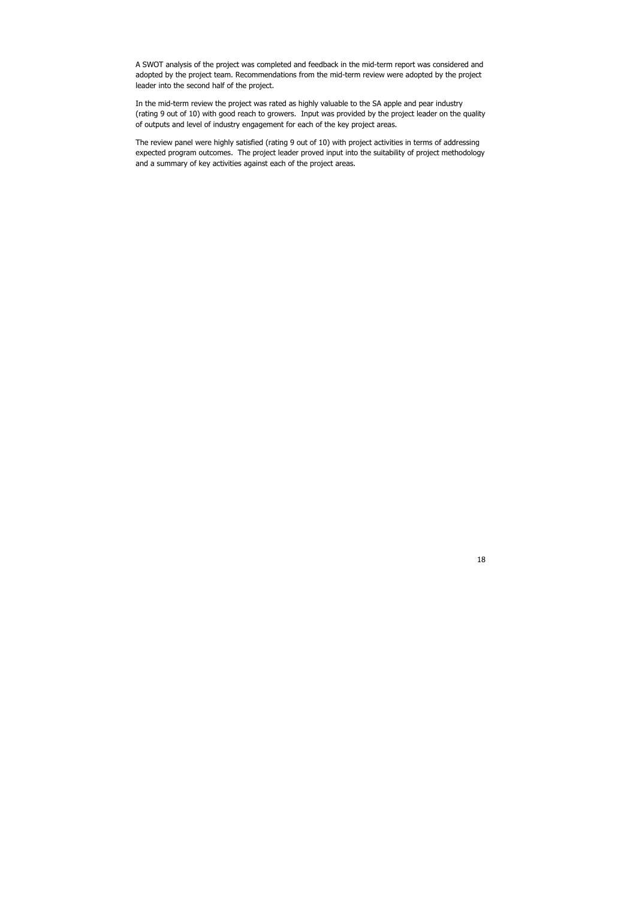A SWOT analysis of the project was completed and feedback in the mid-term report was considered and adopted by the project team. Recommendations from the mid-term review were adopted by the project leader into the second half of the project.

In the mid-term review the project was rated as highly valuable to the SA apple and pear industry (rating 9 out of 10) with good reach to growers. Input was provided by the project leader on the quality of outputs and level of industry engagement for each of the key project areas.

The review panel were highly satisfied (rating 9 out of 10) with project activities in terms of addressing expected program outcomes. The project leader proved input into the suitability of project methodology and a summary of key activities against each of the project areas.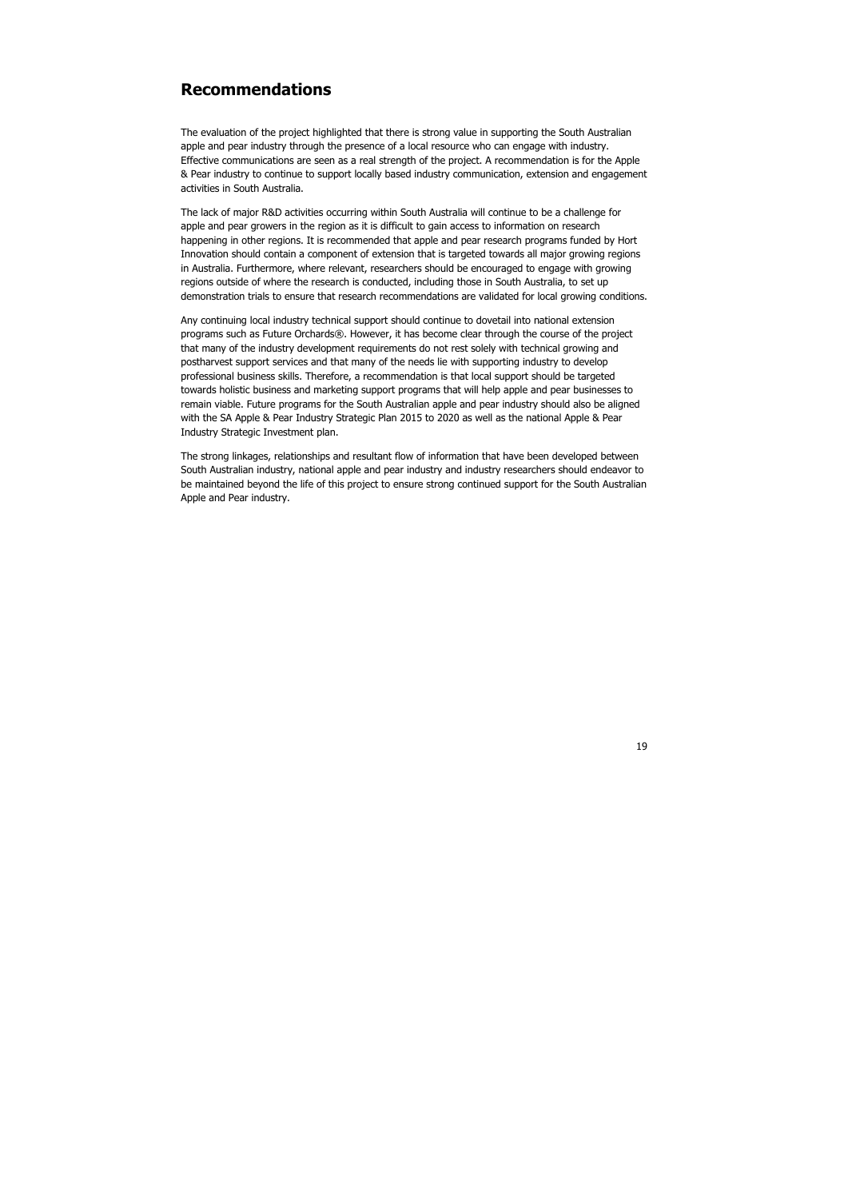## Recommendations

The evaluation of the project highlighted that there is strong value in supporting the South Australian apple and pear industry through the presence of a local resource who can engage with industry. Effective communications are seen as a real strength of the project. A recommendation is for the Apple & Pear industry to continue to support locally based industry communication, extension and engagement activities in South Australia.

The lack of major R&D activities occurring within South Australia will continue to be a challenge for apple and pear growers in the region as it is difficult to gain access to information on research happening in other regions. It is recommended that apple and pear research programs funded by Hort Innovation should contain a component of extension that is targeted towards all major growing regions in Australia. Furthermore, where relevant, researchers should be encouraged to engage with growing regions outside of where the research is conducted, including those in South Australia, to set up demonstration trials to ensure that research recommendations are validated for local growing conditions.

Any continuing local industry technical support should continue to dovetail into national extension programs such as Future Orchards®. However, it has become clear through the course of the project that many of the industry development requirements do not rest solely with technical growing and postharvest support services and that many of the needs lie with supporting industry to develop professional business skills. Therefore, a recommendation is that local support should be targeted towards holistic business and marketing support programs that will help apple and pear businesses to remain viable. Future programs for the South Australian apple and pear industry should also be aligned with the SA Apple & Pear Industry Strategic Plan 2015 to 2020 as well as the national Apple & Pear Industry Strategic Investment plan.

The strong linkages, relationships and resultant flow of information that have been developed between South Australian industry, national apple and pear industry and industry researchers should endeavor to be maintained beyond the life of this project to ensure strong continued support for the South Australian Apple and Pear industry.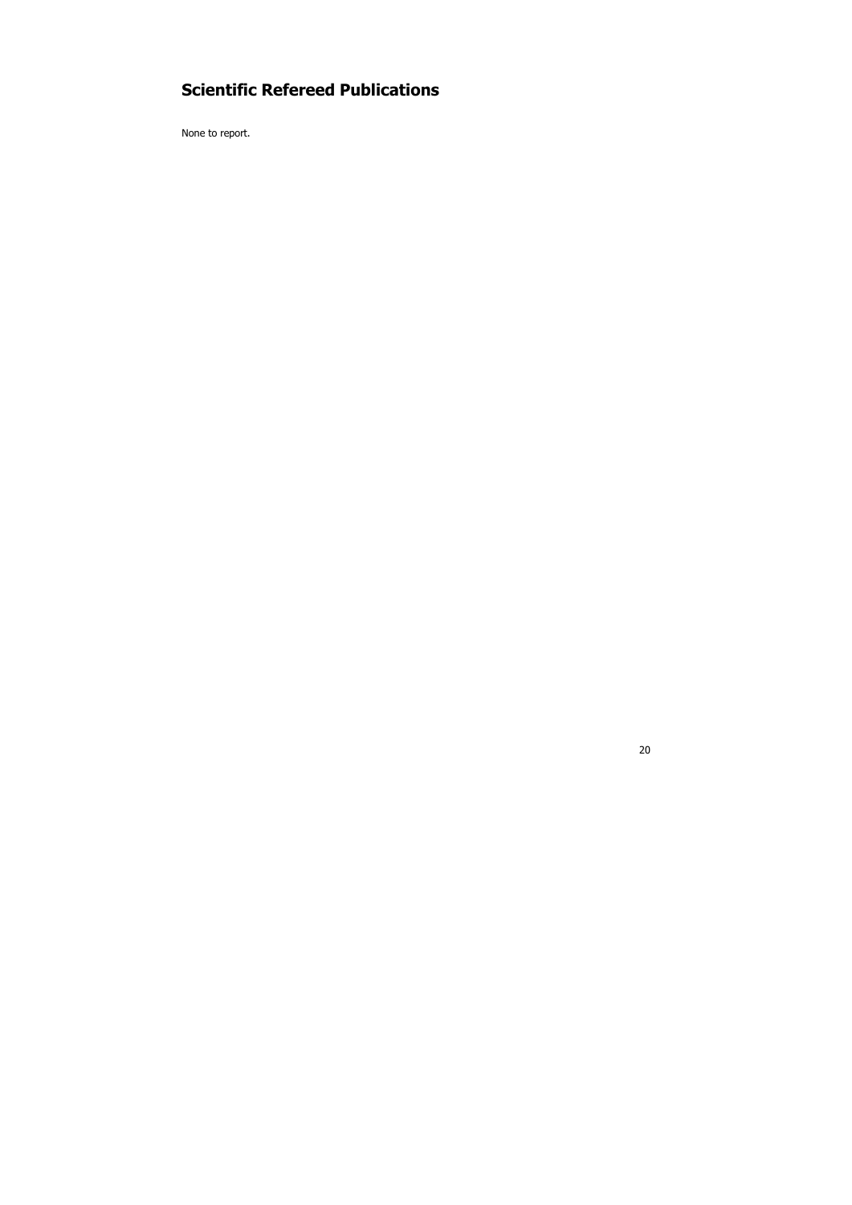## Scientific Refereed Publications

None to report.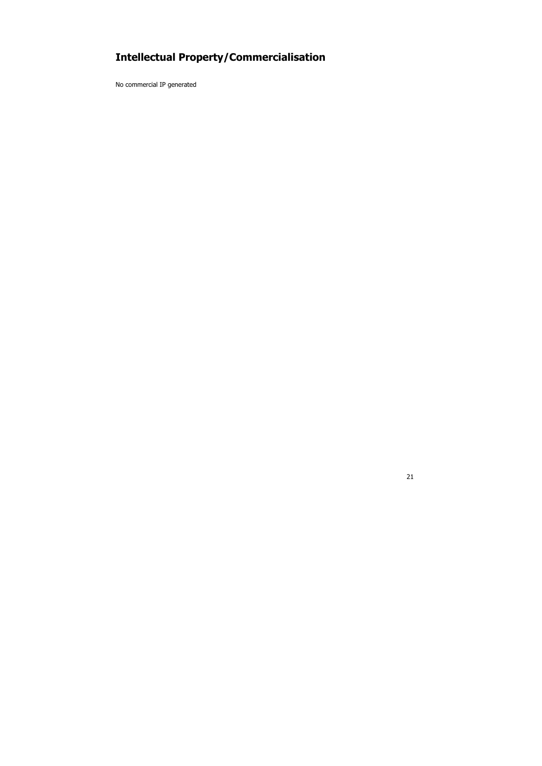## Intellectual Property/Commercialisation

No commercial IP generated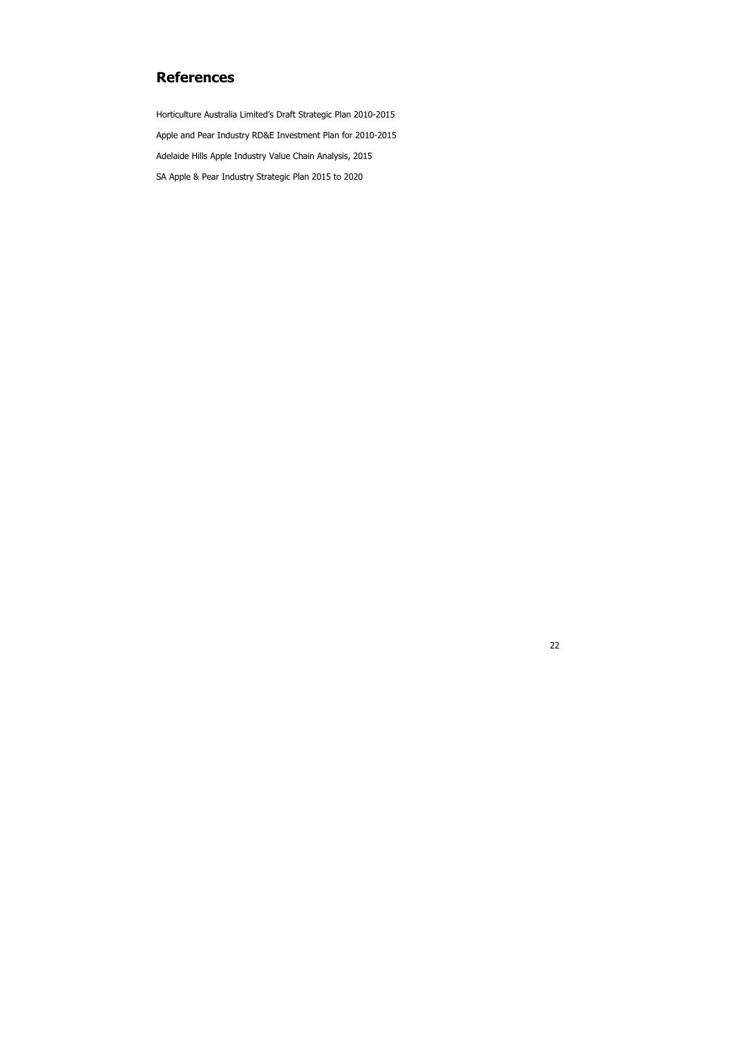## References

Horticulture Australia Limited's Draft Strategic Plan 2010-2015

Apple and Pear Industry RD&E Investment Plan for 2010-2015

Adelaide Hills Apple Industry Value Chain Analysis, 2015

SA Apple & Pear Industry Strategic Plan 2015 to 2020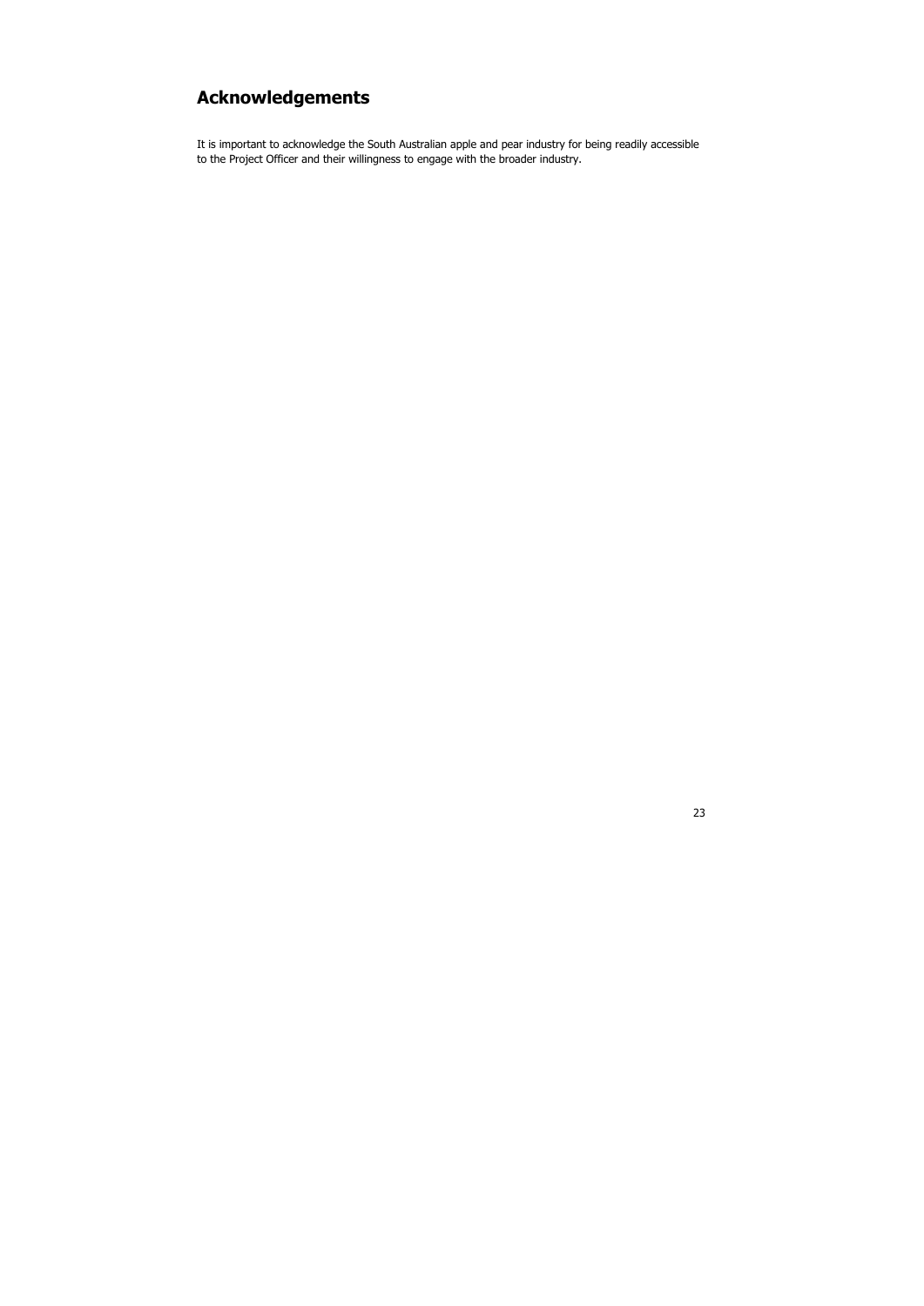# Acknowledgements

It is important to acknowledge the South Australian apple and pear industry for being readily accessible to the Project Officer and their willingness to engage with the broader industry.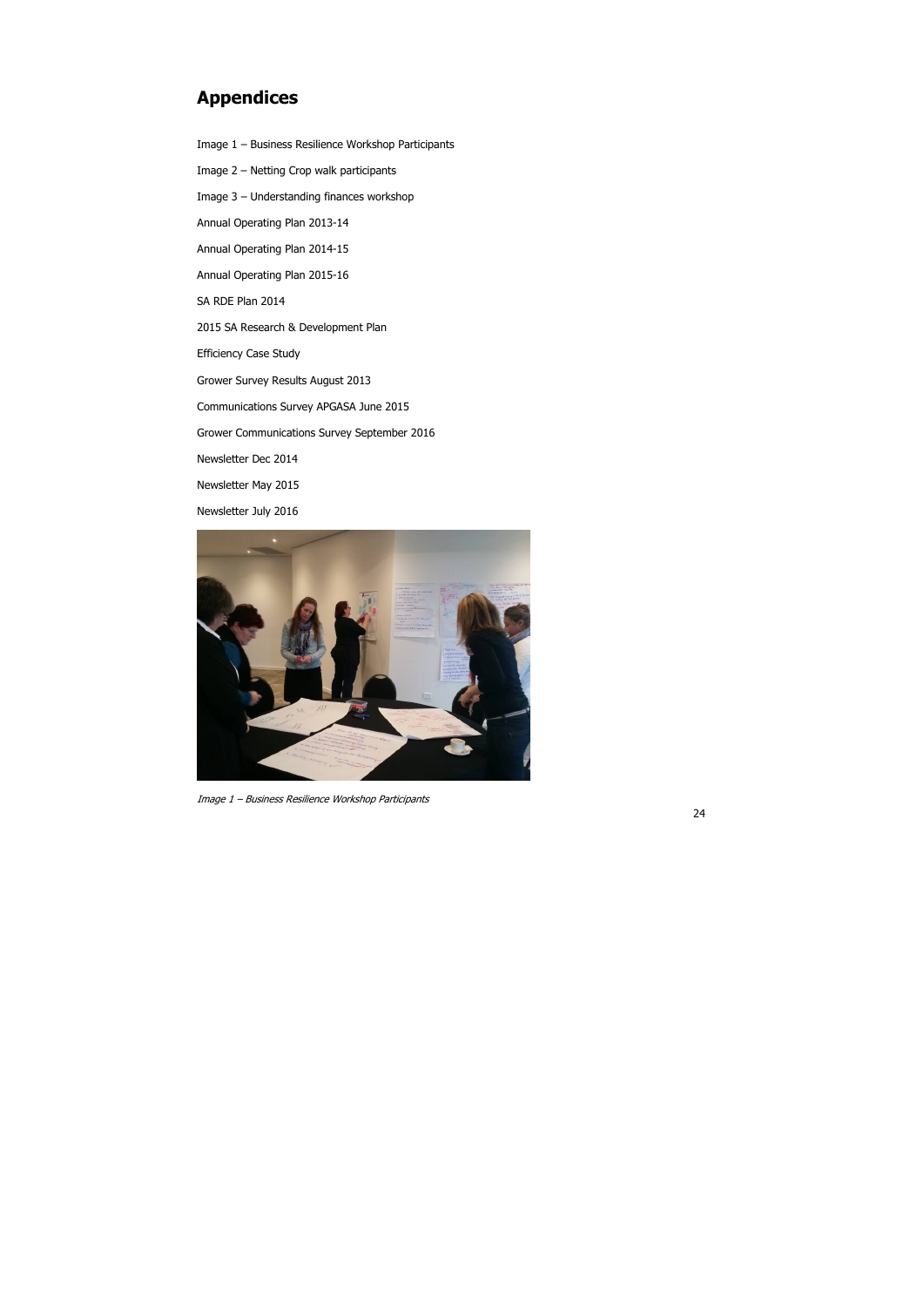# Appendices

Image 1 – Business Resilience Workshop Participants

Image 2 – Netting Crop walk participants

Image 3 – Understanding finances workshop

Annual Operating Plan 2013-14

Annual Operating Plan 2014-15

Annual Operating Plan 2015-16

SA RDE Plan 2014

2015 SA Research & Development Plan

Efficiency Case Study

Grower Survey Results August 2013

Communications Survey APGASA June 2015

Grower Communications Survey September 2016

Newsletter Dec 2014

Newsletter May 2015

Newsletter July 2016

*Image 1 – Business Resilience Workshop Participants*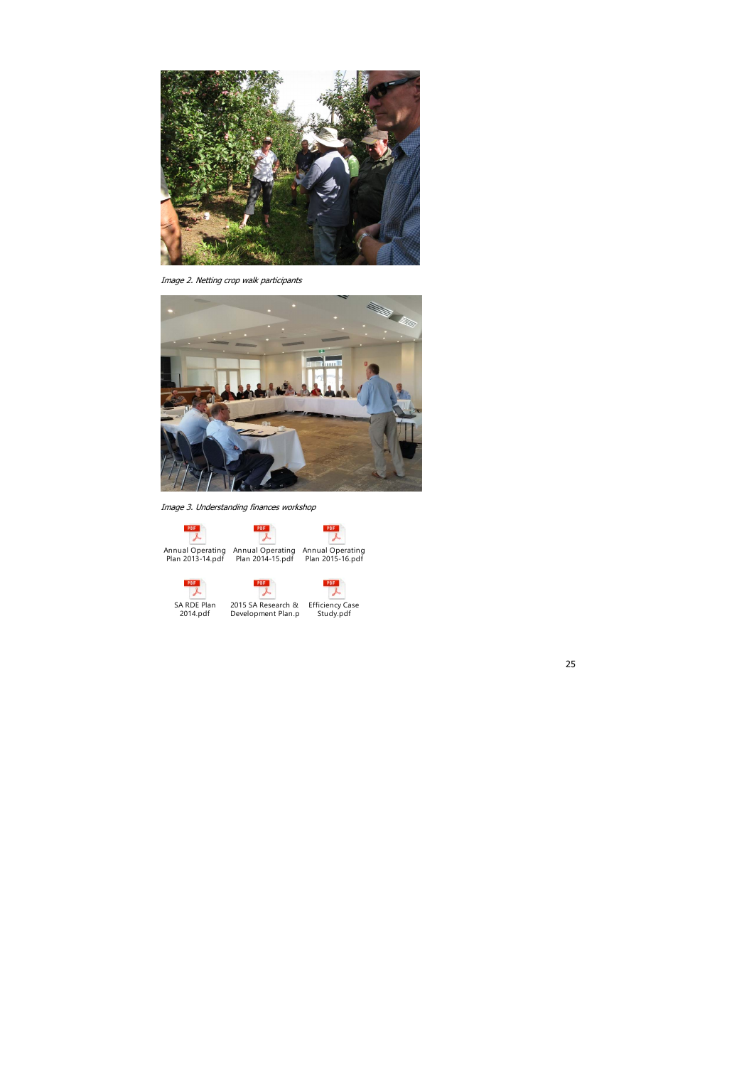*Image 2. Netting crop walk participants*

*Image 3. Understanding finances workshop*

Annual Operating Plan 2013-14.pdf

Annual Operating Plan 2014-15.pdf

Annual Operating Plan 2015-16.pdf

SA RDE Plan 2014.pdf

2015 SA Research & Development Plan.p

Efficiency Case Study.pdf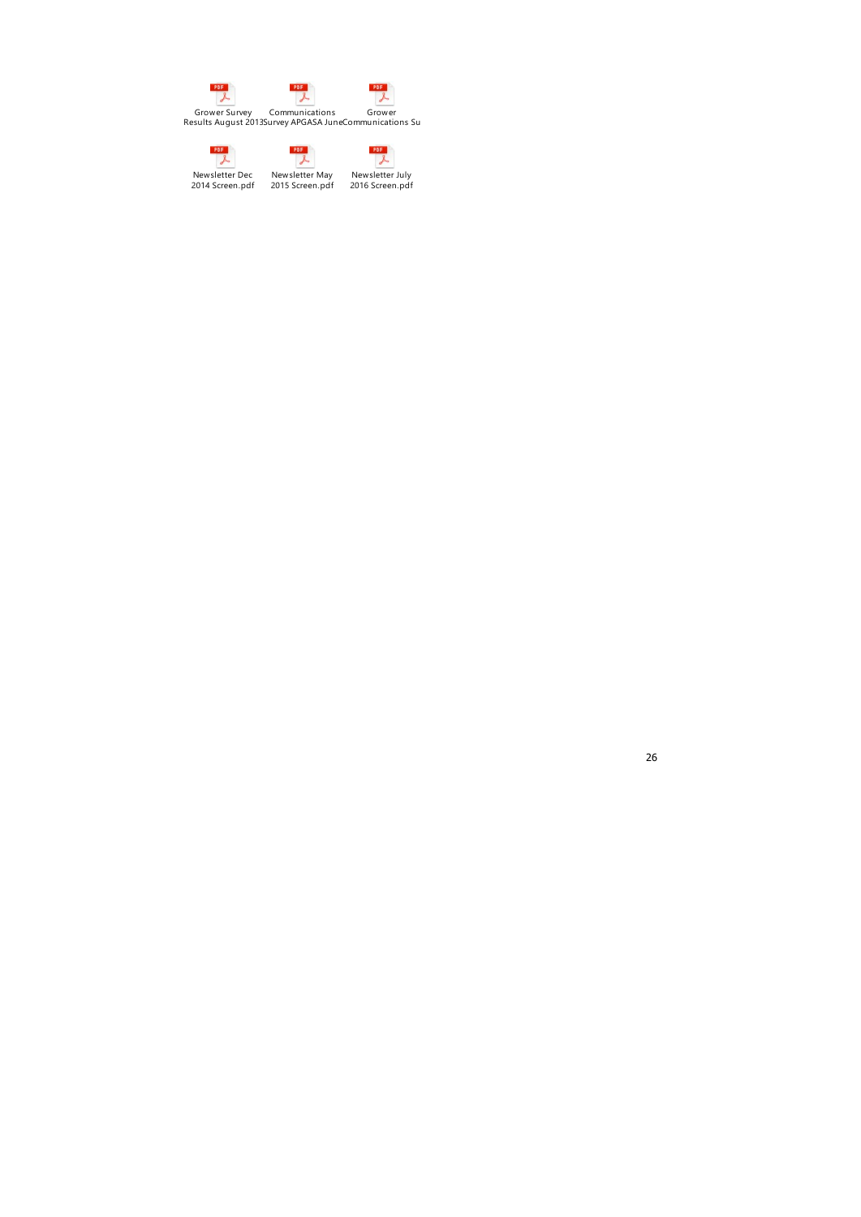Grower Survey Results August 2013

Communications Survey APGASA June

Grower Communications Su

Newsletter Dec 2014 Screen.pdf

Newsletter May 2015 Screen.pdf

Newsletter July 2016 Screen.pdf